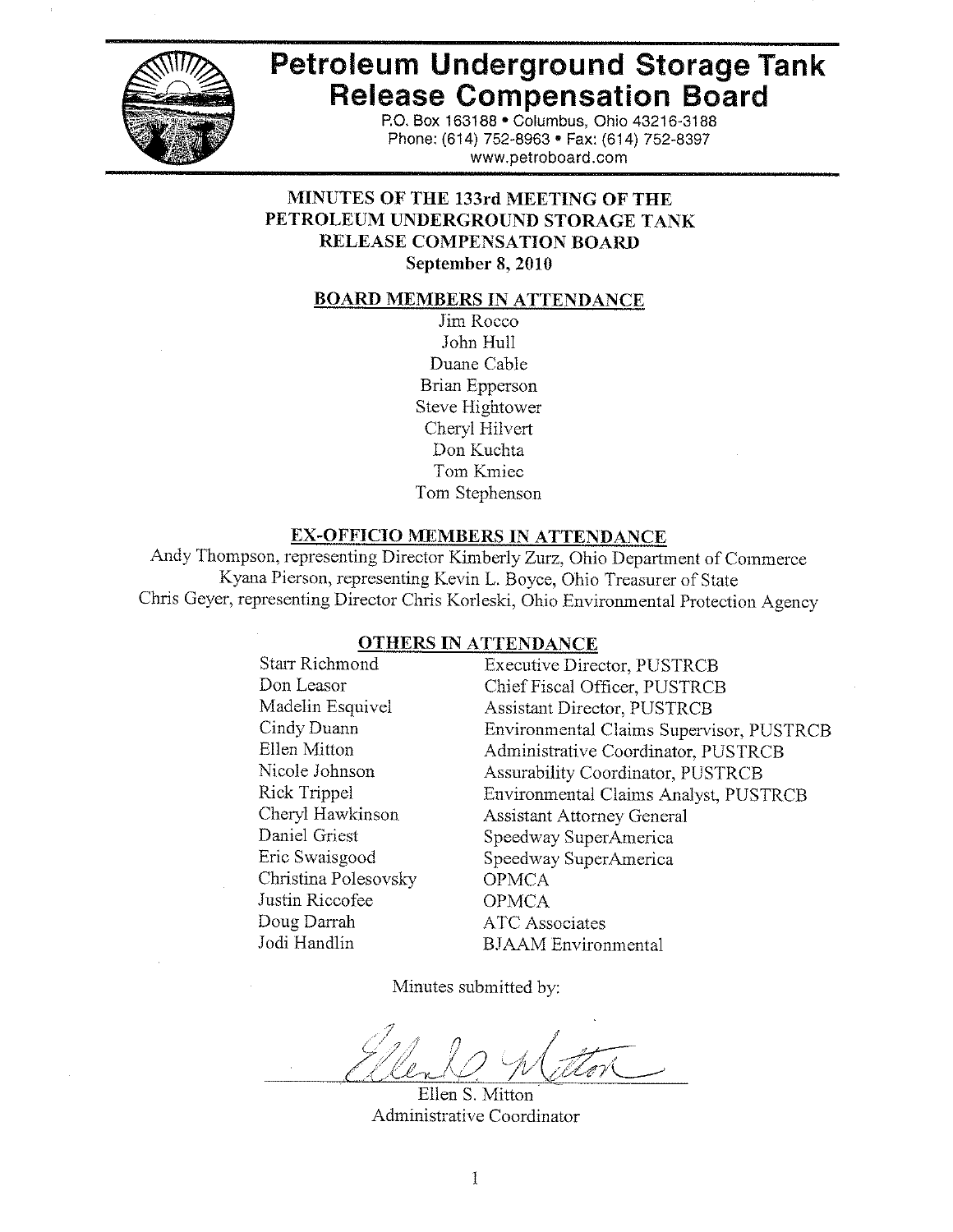# Petroleum Underground Storage Tank Release Compensation Board

P.O. Box 163188 • Columbus, Ohio 43216-3188
Phone: (614) 752-8963 • Fax: (614) 752-8397
www.petroboard.com

## MINUTES OF THE 133rd MEETING OF THE PETROLEUM UNDERGROUND STORAGE TANK RELEASE COMPENSATION BOARD

**September 8, 2010**

### BOARD MEMBERS IN ATTENDANCE

Jim Rocco
John Hull
Duane Cable
Brian Epperson
Steve Hightower
Cheryl Hilvert
Don Kuchta
Tom Kmiec
Tom Stephenson

### EX-OFFICIO MEMBERS IN ATTENDANCE

Andy Thompson, representing Director Kimberly Zurz, Ohio Department of Commerce
Kyana Pierson, representing Kevin L. Boyce, Ohio Treasurer of State
Chris Geyer, representing Director Chris Korleski, Ohio Environmental Protection Agency

### OTHERS IN ATTENDANCE

| | |
|---|---|
| Starr Richmond | Executive Director, PUSTRCB |
| Don Leasor | Chief Fiscal Officer, PUSTRCB |
| Madelin Esquivel | Assistant Director, PUSTRCB |
| Cindy Duann | Environmental Claims Supervisor, PUSTRCB |
| Ellen Mitton | Administrative Coordinator, PUSTRCB |
| Nicole Johnson | Assurability Coordinator, PUSTRCB |
| Rick Trippel | Environmental Claims Analyst, PUSTRCB |
| Cheryl Hawkinson | Assistant Attorney General |
| Daniel Griest | Speedway SuperAmerica |
| Eric Swaisgood | Speedway SuperAmerica |
| Christina Polesovsky | OPMCA |
| Justin Riccofee | OPMCA |
| Doug Darrah | ATC Associates |
| Jodi Handlin | BJAAM Environmental |

Minutes submitted by:

Ellen S. Mitton
Administrative Coordinator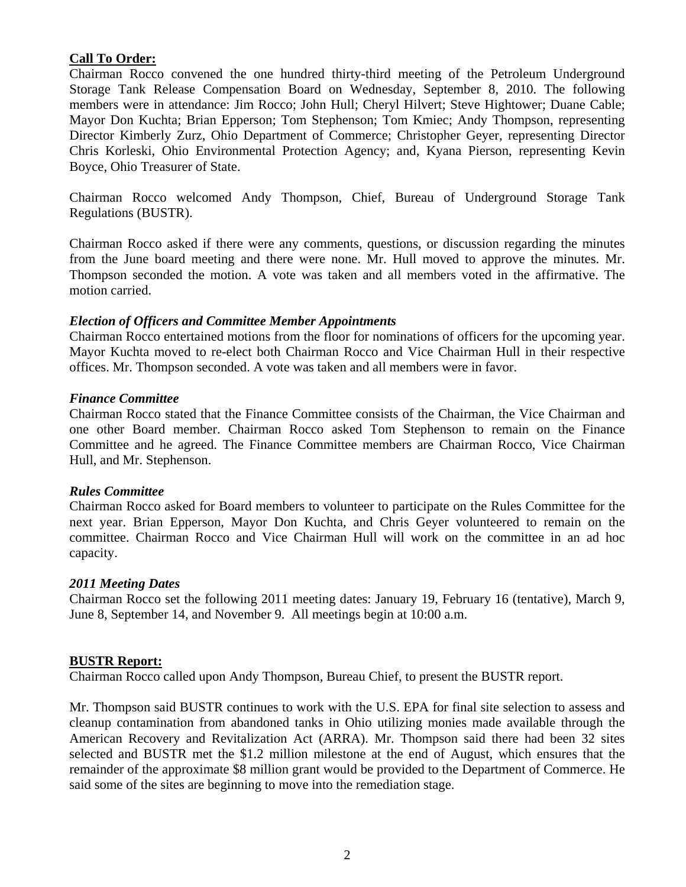**Call To Order:**

Chairman Rocco convened the one hundred thirty-third meeting of the Petroleum Underground Storage Tank Release Compensation Board on Wednesday, September 8, 2010. The following members were in attendance: Jim Rocco; John Hull; Cheryl Hilvert; Steve Hightower; Duane Cable; Mayor Don Kuchta; Brian Epperson; Tom Stephenson; Tom Kmiec; Andy Thompson, representing Director Kimberly Zurz, Ohio Department of Commerce; Christopher Geyer, representing Director Chris Korleski, Ohio Environmental Protection Agency; and, Kyana Pierson, representing Kevin Boyce, Ohio Treasurer of State.

Chairman Rocco welcomed Andy Thompson, Chief, Bureau of Underground Storage Tank Regulations (BUSTR).

Chairman Rocco asked if there were any comments, questions, or discussion regarding the minutes from the June board meeting and there were none. Mr. Hull moved to approve the minutes. Mr. Thompson seconded the motion. A vote was taken and all members voted in the affirmative. The motion carried.

***Election of Officers and Committee Member Appointments***

Chairman Rocco entertained motions from the floor for nominations of officers for the upcoming year. Mayor Kuchta moved to re-elect both Chairman Rocco and Vice Chairman Hull in their respective offices. Mr. Thompson seconded. A vote was taken and all members were in favor.

***Finance Committee***

Chairman Rocco stated that the Finance Committee consists of the Chairman, the Vice Chairman and one other Board member. Chairman Rocco asked Tom Stephenson to remain on the Finance Committee and he agreed. The Finance Committee members are Chairman Rocco, Vice Chairman Hull, and Mr. Stephenson.

***Rules Committee***

Chairman Rocco asked for Board members to volunteer to participate on the Rules Committee for the next year. Brian Epperson, Mayor Don Kuchta, and Chris Geyer volunteered to remain on the committee. Chairman Rocco and Vice Chairman Hull will work on the committee in an ad hoc capacity.

***2011 Meeting Dates***

Chairman Rocco set the following 2011 meeting dates: January 19, February 16 (tentative), March 9, June 8, September 14, and November 9. All meetings begin at 10:00 a.m.

**BUSTR Report:**

Chairman Rocco called upon Andy Thompson, Bureau Chief, to present the BUSTR report.

Mr. Thompson said BUSTR continues to work with the U.S. EPA for final site selection to assess and cleanup contamination from abandoned tanks in Ohio utilizing monies made available through the American Recovery and Revitalization Act (ARRA). Mr. Thompson said there had been 32 sites selected and BUSTR met the $1.2 million milestone at the end of August, which ensures that the remainder of the approximate $8 million grant would be provided to the Department of Commerce. He said some of the sites are beginning to move into the remediation stage.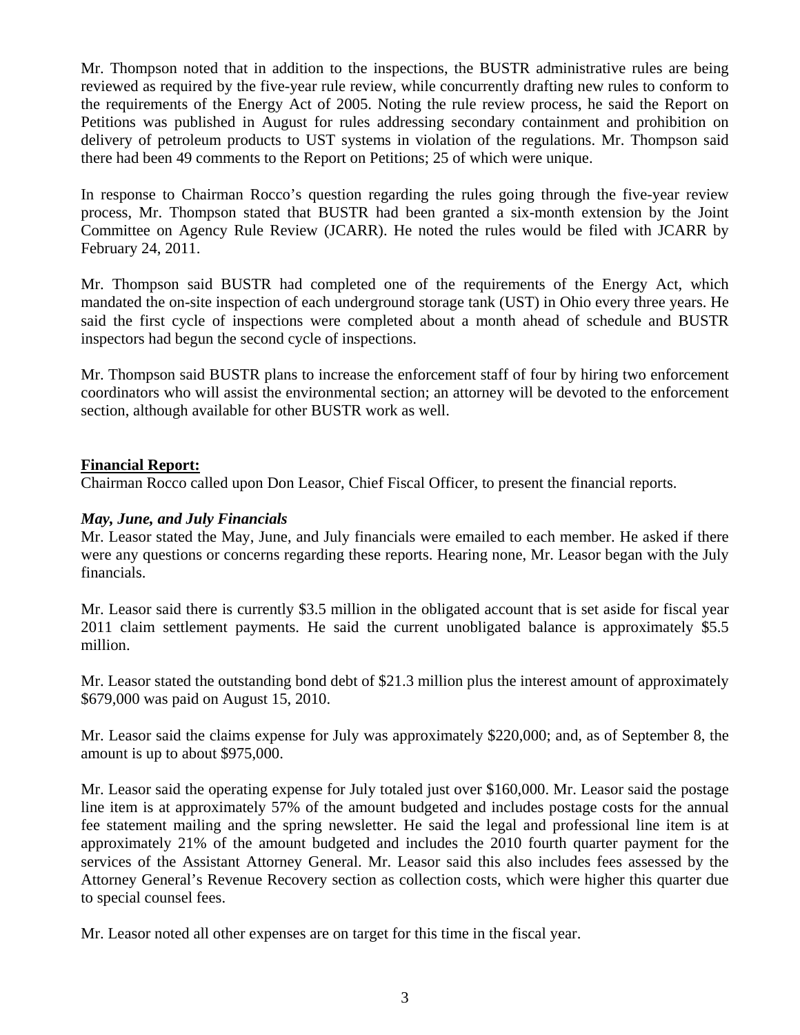Mr. Thompson noted that in addition to the inspections, the BUSTR administrative rules are being reviewed as required by the five-year rule review, while concurrently drafting new rules to conform to the requirements of the Energy Act of 2005. Noting the rule review process, he said the Report on Petitions was published in August for rules addressing secondary containment and prohibition on delivery of petroleum products to UST systems in violation of the regulations. Mr. Thompson said there had been 49 comments to the Report on Petitions; 25 of which were unique.

In response to Chairman Rocco's question regarding the rules going through the five-year review process, Mr. Thompson stated that BUSTR had been granted a six-month extension by the Joint Committee on Agency Rule Review (JCARR). He noted the rules would be filed with JCARR by February 24, 2011.

Mr. Thompson said BUSTR had completed one of the requirements of the Energy Act, which mandated the on-site inspection of each underground storage tank (UST) in Ohio every three years. He said the first cycle of inspections were completed about a month ahead of schedule and BUSTR inspectors had begun the second cycle of inspections.

Mr. Thompson said BUSTR plans to increase the enforcement staff of four by hiring two enforcement coordinators who will assist the environmental section; an attorney will be devoted to the enforcement section, although available for other BUSTR work as well.

**Financial Report:**

Chairman Rocco called upon Don Leasor, Chief Fiscal Officer, to present the financial reports.

***May, June, and July Financials***

Mr. Leasor stated the May, June, and July financials were emailed to each member. He asked if there were any questions or concerns regarding these reports. Hearing none, Mr. Leasor began with the July financials.

Mr. Leasor said there is currently $3.5 million in the obligated account that is set aside for fiscal year 2011 claim settlement payments. He said the current unobligated balance is approximately $5.5 million.

Mr. Leasor stated the outstanding bond debt of $21.3 million plus the interest amount of approximately $679,000 was paid on August 15, 2010.

Mr. Leasor said the claims expense for July was approximately $220,000; and, as of September 8, the amount is up to about $975,000.

Mr. Leasor said the operating expense for July totaled just over $160,000. Mr. Leasor said the postage line item is at approximately 57% of the amount budgeted and includes postage costs for the annual fee statement mailing and the spring newsletter. He said the legal and professional line item is at approximately 21% of the amount budgeted and includes the 2010 fourth quarter payment for the services of the Assistant Attorney General. Mr. Leasor said this also includes fees assessed by the Attorney General's Revenue Recovery section as collection costs, which were higher this quarter due to special counsel fees.

Mr. Leasor noted all other expenses are on target for this time in the fiscal year.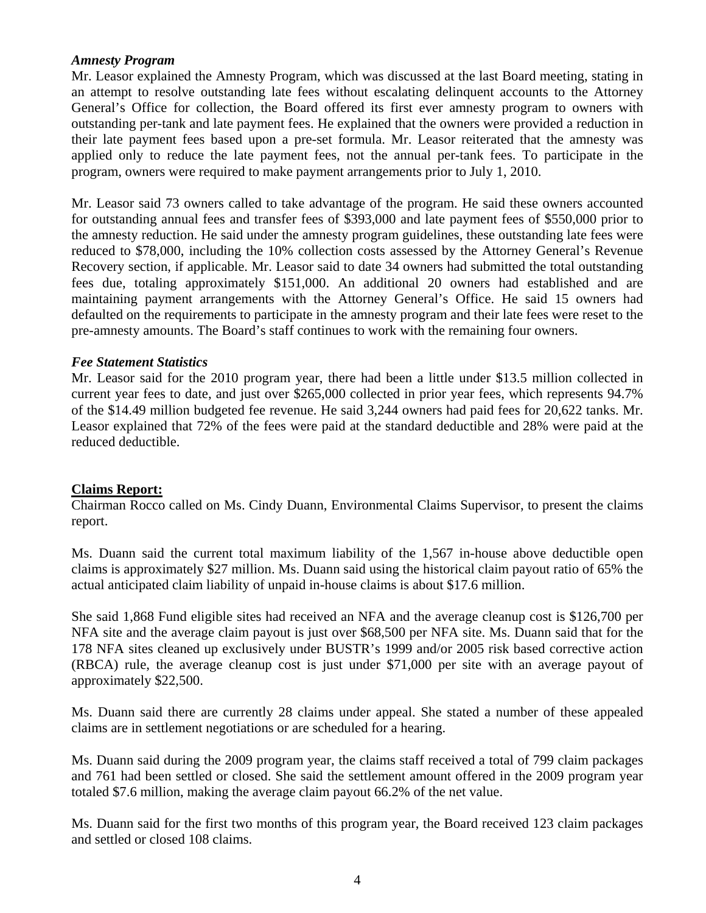***Amnesty Program***

Mr. Leasor explained the Amnesty Program, which was discussed at the last Board meeting, stating in an attempt to resolve outstanding late fees without escalating delinquent accounts to the Attorney General's Office for collection, the Board offered its first ever amnesty program to owners with outstanding per-tank and late payment fees. He explained that the owners were provided a reduction in their late payment fees based upon a pre-set formula. Mr. Leasor reiterated that the amnesty was applied only to reduce the late payment fees, not the annual per-tank fees. To participate in the program, owners were required to make payment arrangements prior to July 1, 2010.

Mr. Leasor said 73 owners called to take advantage of the program. He said these owners accounted for outstanding annual fees and transfer fees of $393,000 and late payment fees of $550,000 prior to the amnesty reduction. He said under the amnesty program guidelines, these outstanding late fees were reduced to $78,000, including the 10% collection costs assessed by the Attorney General's Revenue Recovery section, if applicable. Mr. Leasor said to date 34 owners had submitted the total outstanding fees due, totaling approximately $151,000. An additional 20 owners had established and are maintaining payment arrangements with the Attorney General's Office. He said 15 owners had defaulted on the requirements to participate in the amnesty program and their late fees were reset to the pre-amnesty amounts. The Board's staff continues to work with the remaining four owners.

***Fee Statement Statistics***

Mr. Leasor said for the 2010 program year, there had been a little under $13.5 million collected in current year fees to date, and just over $265,000 collected in prior year fees, which represents 94.7% of the $14.49 million budgeted fee revenue. He said 3,244 owners had paid fees for 20,622 tanks. Mr. Leasor explained that 72% of the fees were paid at the standard deductible and 28% were paid at the reduced deductible.

**Claims Report:**

Chairman Rocco called on Ms. Cindy Duann, Environmental Claims Supervisor, to present the claims report.

Ms. Duann said the current total maximum liability of the 1,567 in-house above deductible open claims is approximately $27 million. Ms. Duann said using the historical claim payout ratio of 65% the actual anticipated claim liability of unpaid in-house claims is about $17.6 million.

She said 1,868 Fund eligible sites had received an NFA and the average cleanup cost is $126,700 per NFA site and the average claim payout is just over $68,500 per NFA site. Ms. Duann said that for the 178 NFA sites cleaned up exclusively under BUSTR's 1999 and/or 2005 risk based corrective action (RBCA) rule, the average cleanup cost is just under $71,000 per site with an average payout of approximately $22,500.

Ms. Duann said there are currently 28 claims under appeal. She stated a number of these appealed claims are in settlement negotiations or are scheduled for a hearing.

Ms. Duann said during the 2009 program year, the claims staff received a total of 799 claim packages and 761 had been settled or closed. She said the settlement amount offered in the 2009 program year totaled $7.6 million, making the average claim payout 66.2% of the net value.

Ms. Duann said for the first two months of this program year, the Board received 123 claim packages and settled or closed 108 claims.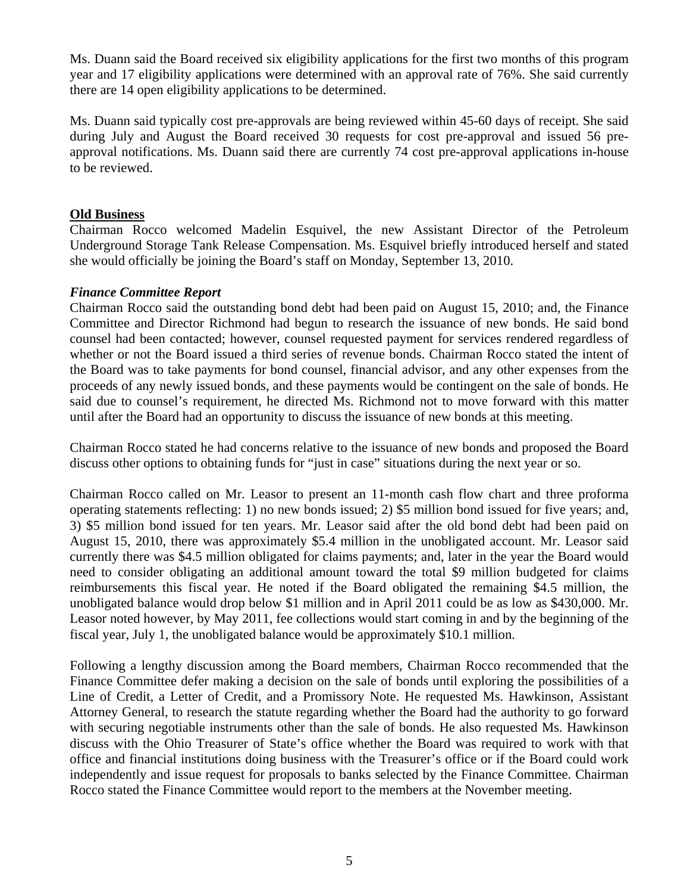Ms. Duann said the Board received six eligibility applications for the first two months of this program year and 17 eligibility applications were determined with an approval rate of 76%. She said currently there are 14 open eligibility applications to be determined.

Ms. Duann said typically cost pre-approvals are being reviewed within 45-60 days of receipt. She said during July and August the Board received 30 requests for cost pre-approval and issued 56 pre-approval notifications. Ms. Duann said there are currently 74 cost pre-approval applications in-house to be reviewed.

## Old Business

Chairman Rocco welcomed Madelin Esquivel, the new Assistant Director of the Petroleum Underground Storage Tank Release Compensation. Ms. Esquivel briefly introduced herself and stated she would officially be joining the Board's staff on Monday, September 13, 2010.

### *Finance Committee Report*

Chairman Rocco said the outstanding bond debt had been paid on August 15, 2010; and, the Finance Committee and Director Richmond had begun to research the issuance of new bonds. He said bond counsel had been contacted; however, counsel requested payment for services rendered regardless of whether or not the Board issued a third series of revenue bonds. Chairman Rocco stated the intent of the Board was to take payments for bond counsel, financial advisor, and any other expenses from the proceeds of any newly issued bonds, and these payments would be contingent on the sale of bonds. He said due to counsel's requirement, he directed Ms. Richmond not to move forward with this matter until after the Board had an opportunity to discuss the issuance of new bonds at this meeting.

Chairman Rocco stated he had concerns relative to the issuance of new bonds and proposed the Board discuss other options to obtaining funds for "just in case" situations during the next year or so.

Chairman Rocco called on Mr. Leasor to present an 11-month cash flow chart and three proforma operating statements reflecting: 1) no new bonds issued; 2) $5 million bond issued for five years; and, 3) $5 million bond issued for ten years. Mr. Leasor said after the old bond debt had been paid on August 15, 2010, there was approximately $5.4 million in the unobligated account. Mr. Leasor said currently there was $4.5 million obligated for claims payments; and, later in the year the Board would need to consider obligating an additional amount toward the total $9 million budgeted for claims reimbursements this fiscal year. He noted if the Board obligated the remaining $4.5 million, the unobligated balance would drop below $1 million and in April 2011 could be as low as $430,000. Mr. Leasor noted however, by May 2011, fee collections would start coming in and by the beginning of the fiscal year, July 1, the unobligated balance would be approximately $10.1 million.

Following a lengthy discussion among the Board members, Chairman Rocco recommended that the Finance Committee defer making a decision on the sale of bonds until exploring the possibilities of a Line of Credit, a Letter of Credit, and a Promissory Note. He requested Ms. Hawkinson, Assistant Attorney General, to research the statute regarding whether the Board had the authority to go forward with securing negotiable instruments other than the sale of bonds. He also requested Ms. Hawkinson discuss with the Ohio Treasurer of State's office whether the Board was required to work with that office and financial institutions doing business with the Treasurer's office or if the Board could work independently and issue request for proposals to banks selected by the Finance Committee. Chairman Rocco stated the Finance Committee would report to the members at the November meeting.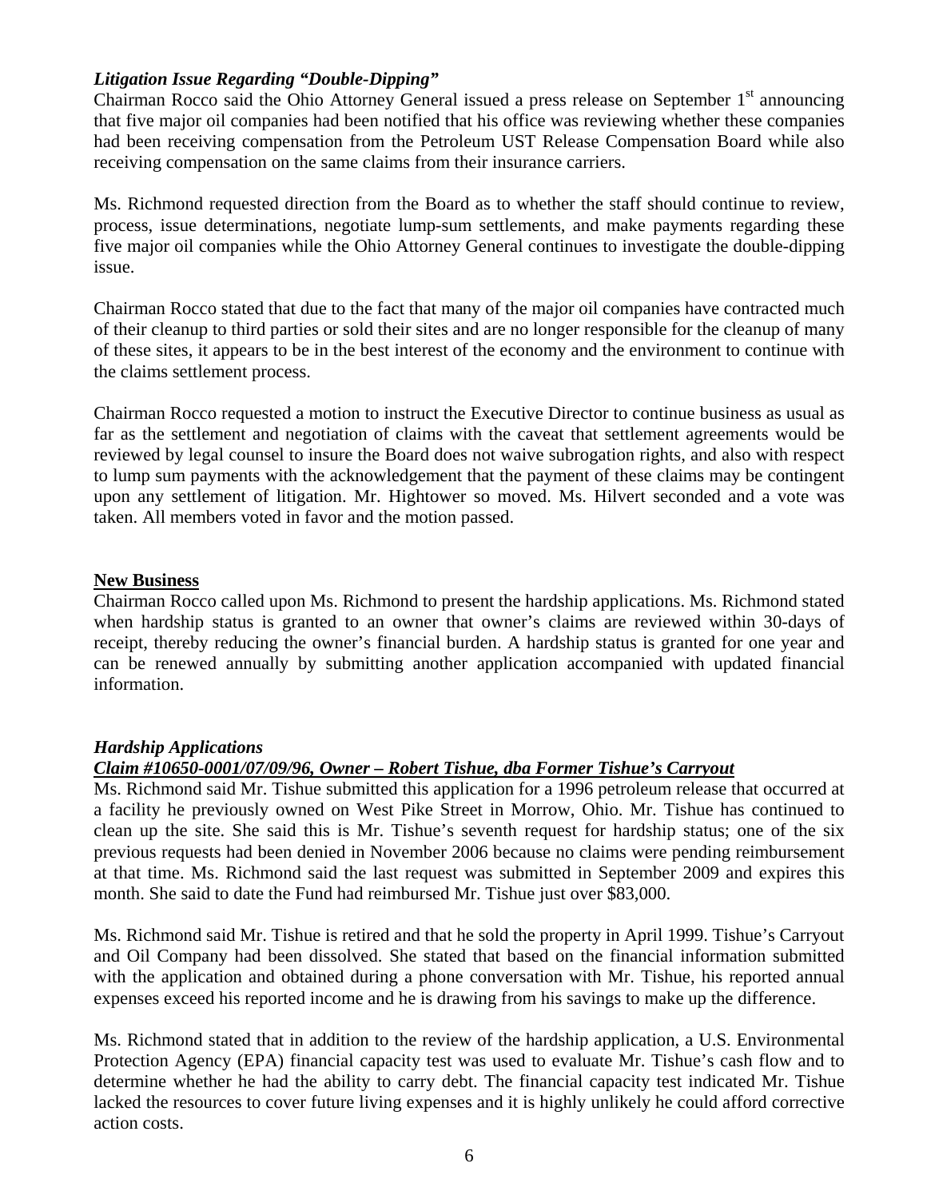### *Litigation Issue Regarding "Double-Dipping"*

Chairman Rocco said the Ohio Attorney General issued a press release on September 1st announcing that five major oil companies had been notified that his office was reviewing whether these companies had been receiving compensation from the Petroleum UST Release Compensation Board while also receiving compensation on the same claims from their insurance carriers.

Ms. Richmond requested direction from the Board as to whether the staff should continue to review, process, issue determinations, negotiate lump-sum settlements, and make payments regarding these five major oil companies while the Ohio Attorney General continues to investigate the double-dipping issue.

Chairman Rocco stated that due to the fact that many of the major oil companies have contracted much of their cleanup to third parties or sold their sites and are no longer responsible for the cleanup of many of these sites, it appears to be in the best interest of the economy and the environment to continue with the claims settlement process.

Chairman Rocco requested a motion to instruct the Executive Director to continue business as usual as far as the settlement and negotiation of claims with the caveat that settlement agreements would be reviewed by legal counsel to insure the Board does not waive subrogation rights, and also with respect to lump sum payments with the acknowledgement that the payment of these claims may be contingent upon any settlement of litigation. Mr. Hightower so moved. Ms. Hilvert seconded and a vote was taken. All members voted in favor and the motion passed.

## **New Business**

Chairman Rocco called upon Ms. Richmond to present the hardship applications. Ms. Richmond stated when hardship status is granted to an owner that owner's claims are reviewed within 30-days of receipt, thereby reducing the owner's financial burden. A hardship status is granted for one year and can be renewed annually by submitting another application accompanied with updated financial information.

### *Hardship Applications*

#### ***Claim #10650-0001/07/09/96, Owner – Robert Tishue, dba Former Tishue's Carryout***

Ms. Richmond said Mr. Tishue submitted this application for a 1996 petroleum release that occurred at a facility he previously owned on West Pike Street in Morrow, Ohio. Mr. Tishue has continued to clean up the site. She said this is Mr. Tishue's seventh request for hardship status; one of the six previous requests had been denied in November 2006 because no claims were pending reimbursement at that time. Ms. Richmond said the last request was submitted in September 2009 and expires this month. She said to date the Fund had reimbursed Mr. Tishue just over $83,000.

Ms. Richmond said Mr. Tishue is retired and that he sold the property in April 1999. Tishue's Carryout and Oil Company had been dissolved. She stated that based on the financial information submitted with the application and obtained during a phone conversation with Mr. Tishue, his reported annual expenses exceed his reported income and he is drawing from his savings to make up the difference.

Ms. Richmond stated that in addition to the review of the hardship application, a U.S. Environmental Protection Agency (EPA) financial capacity test was used to evaluate Mr. Tishue's cash flow and to determine whether he had the ability to carry debt. The financial capacity test indicated Mr. Tishue lacked the resources to cover future living expenses and it is highly unlikely he could afford corrective action costs.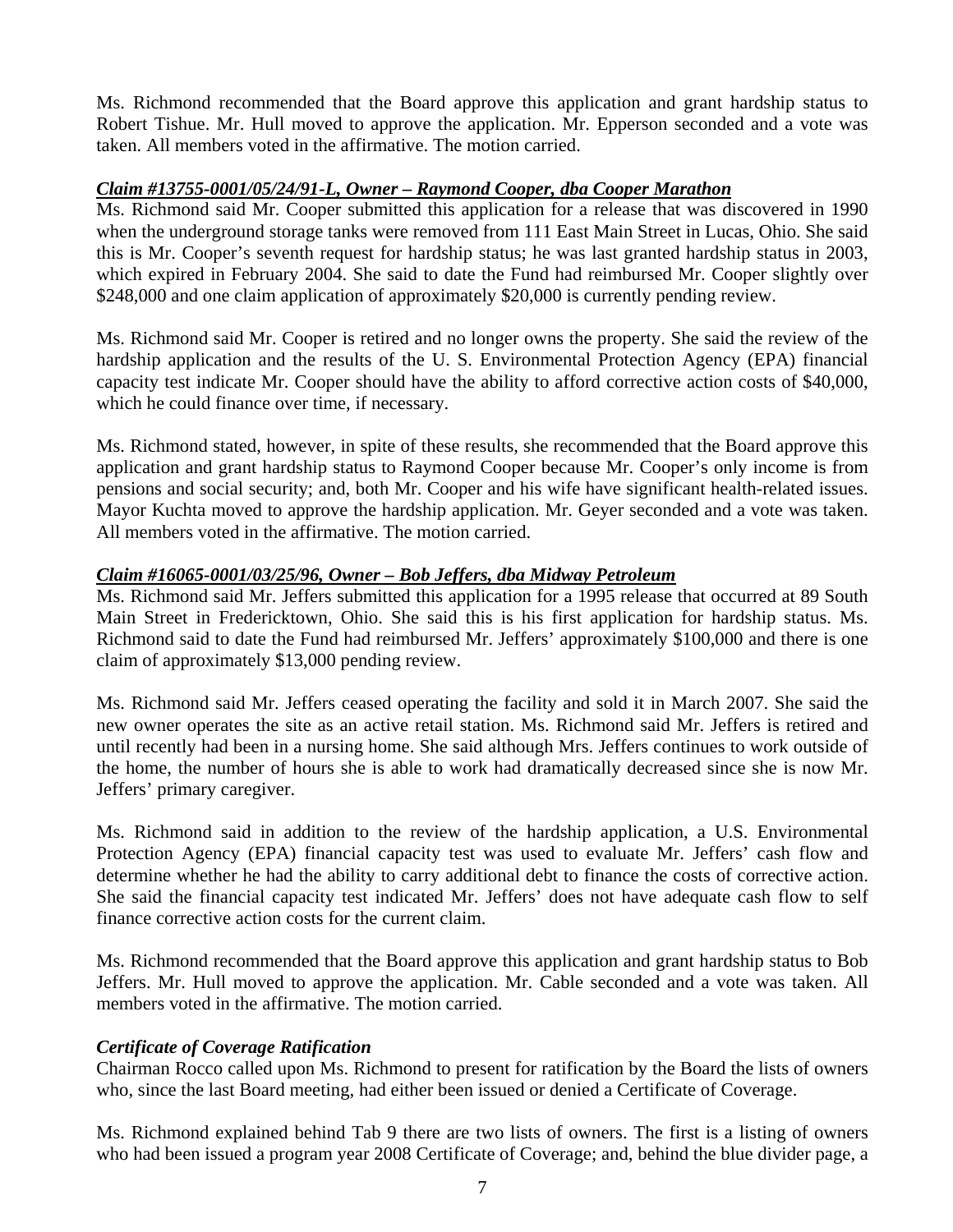Ms. Richmond recommended that the Board approve this application and grant hardship status to Robert Tishue. Mr. Hull moved to approve the application. Mr. Epperson seconded and a vote was taken. All members voted in the affirmative. The motion carried.

***Claim #13755-0001/05/24/91-L, Owner – Raymond Cooper, dba Cooper Marathon***

Ms. Richmond said Mr. Cooper submitted this application for a release that was discovered in 1990 when the underground storage tanks were removed from 111 East Main Street in Lucas, Ohio. She said this is Mr. Cooper's seventh request for hardship status; he was last granted hardship status in 2003, which expired in February 2004. She said to date the Fund had reimbursed Mr. Cooper slightly over \$248,000 and one claim application of approximately \$20,000 is currently pending review.

Ms. Richmond said Mr. Cooper is retired and no longer owns the property. She said the review of the hardship application and the results of the U. S. Environmental Protection Agency (EPA) financial capacity test indicate Mr. Cooper should have the ability to afford corrective action costs of \$40,000, which he could finance over time, if necessary.

Ms. Richmond stated, however, in spite of these results, she recommended that the Board approve this application and grant hardship status to Raymond Cooper because Mr. Cooper's only income is from pensions and social security; and, both Mr. Cooper and his wife have significant health-related issues. Mayor Kuchta moved to approve the hardship application. Mr. Geyer seconded and a vote was taken. All members voted in the affirmative. The motion carried.

***Claim #16065-0001/03/25/96, Owner – Bob Jeffers, dba Midway Petroleum***

Ms. Richmond said Mr. Jeffers submitted this application for a 1995 release that occurred at 89 South Main Street in Fredericktown, Ohio. She said this is his first application for hardship status. Ms. Richmond said to date the Fund had reimbursed Mr. Jeffers' approximately \$100,000 and there is one claim of approximately \$13,000 pending review.

Ms. Richmond said Mr. Jeffers ceased operating the facility and sold it in March 2007. She said the new owner operates the site as an active retail station. Ms. Richmond said Mr. Jeffers is retired and until recently had been in a nursing home. She said although Mrs. Jeffers continues to work outside of the home, the number of hours she is able to work had dramatically decreased since she is now Mr. Jeffers' primary caregiver.

Ms. Richmond said in addition to the review of the hardship application, a U.S. Environmental Protection Agency (EPA) financial capacity test was used to evaluate Mr. Jeffers' cash flow and determine whether he had the ability to carry additional debt to finance the costs of corrective action. She said the financial capacity test indicated Mr. Jeffers' does not have adequate cash flow to self finance corrective action costs for the current claim.

Ms. Richmond recommended that the Board approve this application and grant hardship status to Bob Jeffers. Mr. Hull moved to approve the application. Mr. Cable seconded and a vote was taken. All members voted in the affirmative. The motion carried.

***Certificate of Coverage Ratification***

Chairman Rocco called upon Ms. Richmond to present for ratification by the Board the lists of owners who, since the last Board meeting, had either been issued or denied a Certificate of Coverage.

Ms. Richmond explained behind Tab 9 there are two lists of owners. The first is a listing of owners who had been issued a program year 2008 Certificate of Coverage; and, behind the blue divider page, a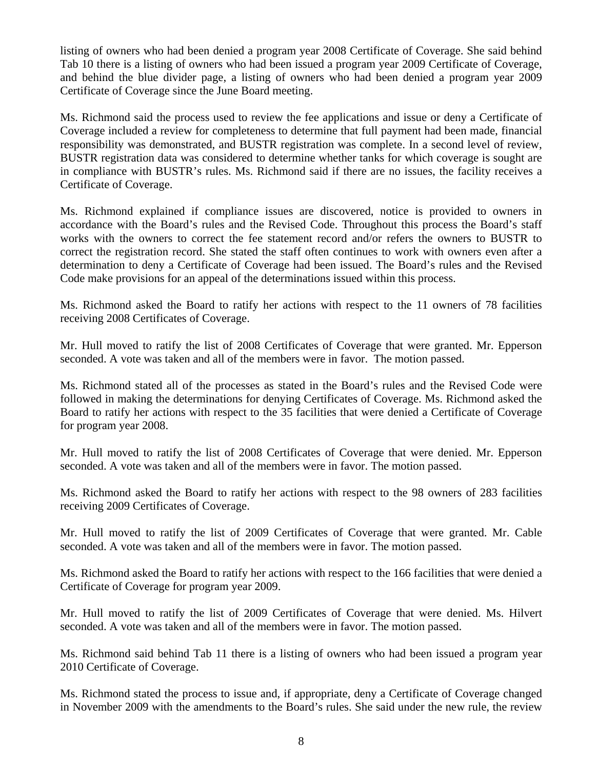listing of owners who had been denied a program year 2008 Certificate of Coverage. She said behind Tab 10 there is a listing of owners who had been issued a program year 2009 Certificate of Coverage, and behind the blue divider page, a listing of owners who had been denied a program year 2009 Certificate of Coverage since the June Board meeting.

Ms. Richmond said the process used to review the fee applications and issue or deny a Certificate of Coverage included a review for completeness to determine that full payment had been made, financial responsibility was demonstrated, and BUSTR registration was complete. In a second level of review, BUSTR registration data was considered to determine whether tanks for which coverage is sought are in compliance with BUSTR's rules. Ms. Richmond said if there are no issues, the facility receives a Certificate of Coverage.

Ms. Richmond explained if compliance issues are discovered, notice is provided to owners in accordance with the Board's rules and the Revised Code. Throughout this process the Board's staff works with the owners to correct the fee statement record and/or refers the owners to BUSTR to correct the registration record. She stated the staff often continues to work with owners even after a determination to deny a Certificate of Coverage had been issued. The Board's rules and the Revised Code make provisions for an appeal of the determinations issued within this process.

Ms. Richmond asked the Board to ratify her actions with respect to the 11 owners of 78 facilities receiving 2008 Certificates of Coverage.

Mr. Hull moved to ratify the list of 2008 Certificates of Coverage that were granted. Mr. Epperson seconded. A vote was taken and all of the members were in favor. The motion passed.

Ms. Richmond stated all of the processes as stated in the Board's rules and the Revised Code were followed in making the determinations for denying Certificates of Coverage. Ms. Richmond asked the Board to ratify her actions with respect to the 35 facilities that were denied a Certificate of Coverage for program year 2008.

Mr. Hull moved to ratify the list of 2008 Certificates of Coverage that were denied. Mr. Epperson seconded. A vote was taken and all of the members were in favor. The motion passed.

Ms. Richmond asked the Board to ratify her actions with respect to the 98 owners of 283 facilities receiving 2009 Certificates of Coverage.

Mr. Hull moved to ratify the list of 2009 Certificates of Coverage that were granted. Mr. Cable seconded. A vote was taken and all of the members were in favor. The motion passed.

Ms. Richmond asked the Board to ratify her actions with respect to the 166 facilities that were denied a Certificate of Coverage for program year 2009.

Mr. Hull moved to ratify the list of 2009 Certificates of Coverage that were denied. Ms. Hilvert seconded. A vote was taken and all of the members were in favor. The motion passed.

Ms. Richmond said behind Tab 11 there is a listing of owners who had been issued a program year 2010 Certificate of Coverage.

Ms. Richmond stated the process to issue and, if appropriate, deny a Certificate of Coverage changed in November 2009 with the amendments to the Board's rules. She said under the new rule, the review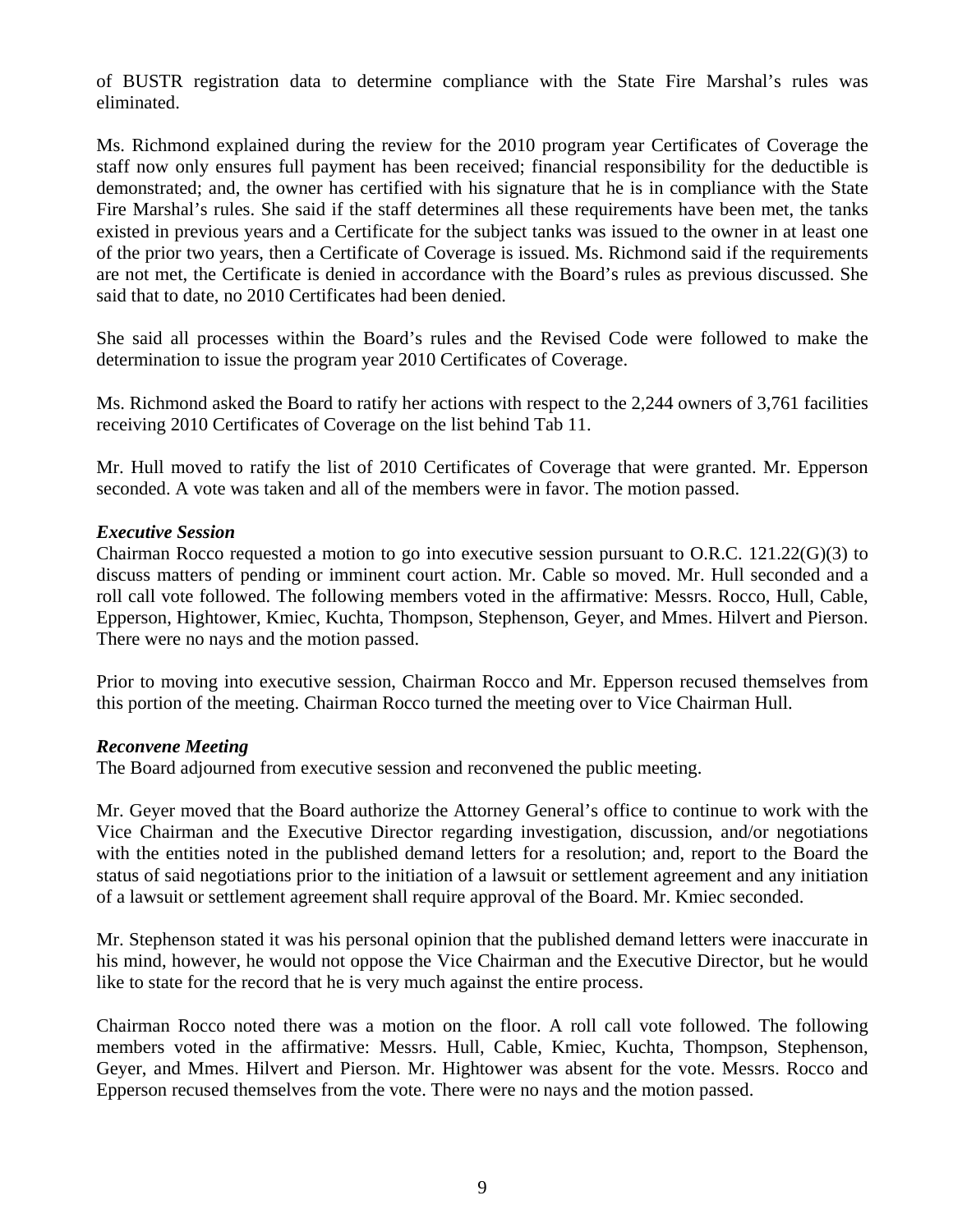of BUSTR registration data to determine compliance with the State Fire Marshal's rules was eliminated.

Ms. Richmond explained during the review for the 2010 program year Certificates of Coverage the staff now only ensures full payment has been received; financial responsibility for the deductible is demonstrated; and, the owner has certified with his signature that he is in compliance with the State Fire Marshal's rules. She said if the staff determines all these requirements have been met, the tanks existed in previous years and a Certificate for the subject tanks was issued to the owner in at least one of the prior two years, then a Certificate of Coverage is issued. Ms. Richmond said if the requirements are not met, the Certificate is denied in accordance with the Board's rules as previous discussed. She said that to date, no 2010 Certificates had been denied.

She said all processes within the Board's rules and the Revised Code were followed to make the determination to issue the program year 2010 Certificates of Coverage.

Ms. Richmond asked the Board to ratify her actions with respect to the 2,244 owners of 3,761 facilities receiving 2010 Certificates of Coverage on the list behind Tab 11.

Mr. Hull moved to ratify the list of 2010 Certificates of Coverage that were granted. Mr. Epperson seconded. A vote was taken and all of the members were in favor. The motion passed.

***Executive Session***

Chairman Rocco requested a motion to go into executive session pursuant to O.R.C. 121.22(G)(3) to discuss matters of pending or imminent court action. Mr. Cable so moved. Mr. Hull seconded and a roll call vote followed. The following members voted in the affirmative: Messrs. Rocco, Hull, Cable, Epperson, Hightower, Kmiec, Kuchta, Thompson, Stephenson, Geyer, and Mmes. Hilvert and Pierson. There were no nays and the motion passed.

Prior to moving into executive session, Chairman Rocco and Mr. Epperson recused themselves from this portion of the meeting. Chairman Rocco turned the meeting over to Vice Chairman Hull.

***Reconvene Meeting***

The Board adjourned from executive session and reconvened the public meeting.

Mr. Geyer moved that the Board authorize the Attorney General's office to continue to work with the Vice Chairman and the Executive Director regarding investigation, discussion, and/or negotiations with the entities noted in the published demand letters for a resolution; and, report to the Board the status of said negotiations prior to the initiation of a lawsuit or settlement agreement and any initiation of a lawsuit or settlement agreement shall require approval of the Board. Mr. Kmiec seconded.

Mr. Stephenson stated it was his personal opinion that the published demand letters were inaccurate in his mind, however, he would not oppose the Vice Chairman and the Executive Director, but he would like to state for the record that he is very much against the entire process.

Chairman Rocco noted there was a motion on the floor. A roll call vote followed. The following members voted in the affirmative: Messrs. Hull, Cable, Kmiec, Kuchta, Thompson, Stephenson, Geyer, and Mmes. Hilvert and Pierson. Mr. Hightower was absent for the vote. Messrs. Rocco and Epperson recused themselves from the vote. There were no nays and the motion passed.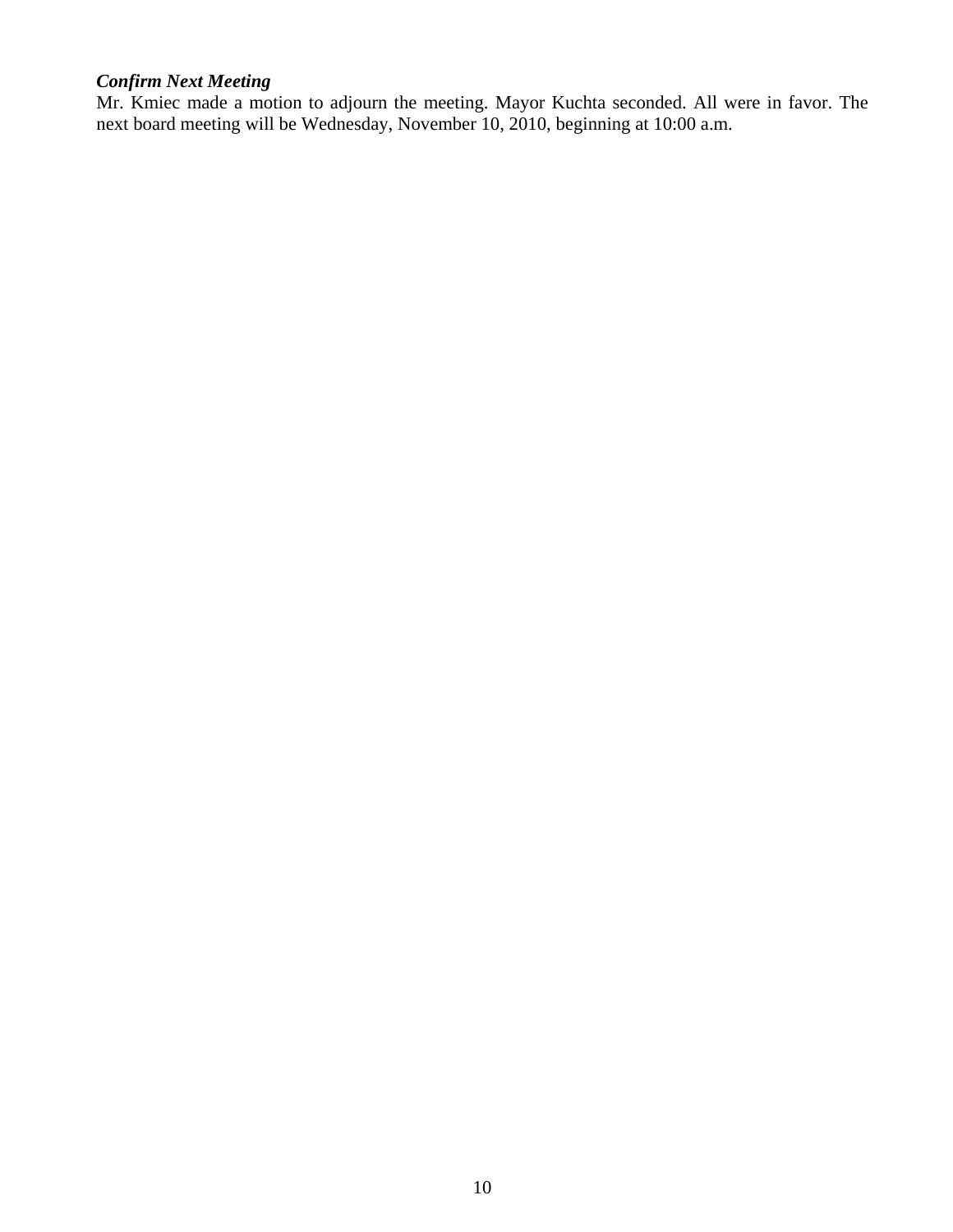***Confirm Next Meeting***

Mr. Kmiec made a motion to adjourn the meeting. Mayor Kuchta seconded. All were in favor. The next board meeting will be Wednesday, November 10, 2010, beginning at 10:00 a.m.